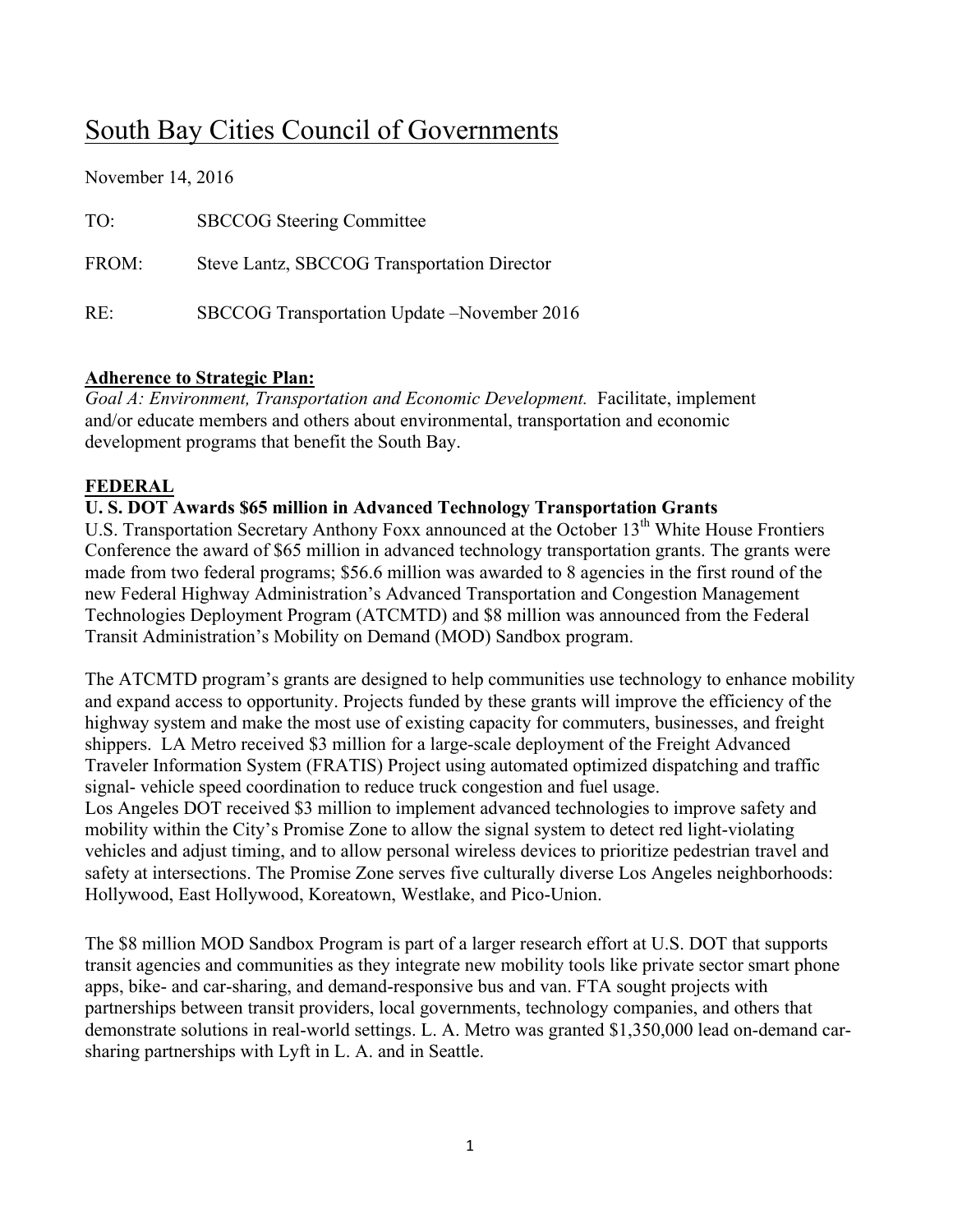# South Bay Cities Council of Governments

November 14, 2016

TO: SBCCOG Steering Committee

FROM: Steve Lantz, SBCCOG Transportation Director

RE: SBCCOG Transportation Update –November 2016

**Adherence to Strategic Plan:**

*Goal A: Environment, Transportation and Economic Development.* Facilitate, implement and/or educate members and others about environmental, transportation and economic development programs that benefit the South Bay.

## FEDERAL

### U. S. DOT Awards $65 million in Advanced Technology Transportation Grants

U.S. Transportation Secretary Anthony Foxx announced at the October 13th White House Frontiers Conference the award of $65 million in advanced technology transportation grants. The grants were made from two federal programs; $56.6 million was awarded to 8 agencies in the first round of the new Federal Highway Administration's Advanced Transportation and Congestion Management Technologies Deployment Program (ATCMTD) and $8 million was announced from the Federal Transit Administration's Mobility on Demand (MOD) Sandbox program.

The ATCMTD program's grants are designed to help communities use technology to enhance mobility and expand access to opportunity. Projects funded by these grants will improve the efficiency of the highway system and make the most use of existing capacity for commuters, businesses, and freight shippers. LA Metro received $3 million for a large-scale deployment of the Freight Advanced Traveler Information System (FRATIS) Project using automated optimized dispatching and traffic signal- vehicle speed coordination to reduce truck congestion and fuel usage.

Los Angeles DOT received $3 million to implement advanced technologies to improve safety and mobility within the City's Promise Zone to allow the signal system to detect red light-violating vehicles and adjust timing, and to allow personal wireless devices to prioritize pedestrian travel and safety at intersections. The Promise Zone serves five culturally diverse Los Angeles neighborhoods: Hollywood, East Hollywood, Koreatown, Westlake, and Pico-Union.

The $8 million MOD Sandbox Program is part of a larger research effort at U.S. DOT that supports transit agencies and communities as they integrate new mobility tools like private sector smart phone apps, bike- and car-sharing, and demand-responsive bus and van. FTA sought projects with partnerships between transit providers, local governments, technology companies, and others that demonstrate solutions in real-world settings. L. A. Metro was granted $1,350,000 lead on-demand car-sharing partnerships with Lyft in L. A. and in Seattle.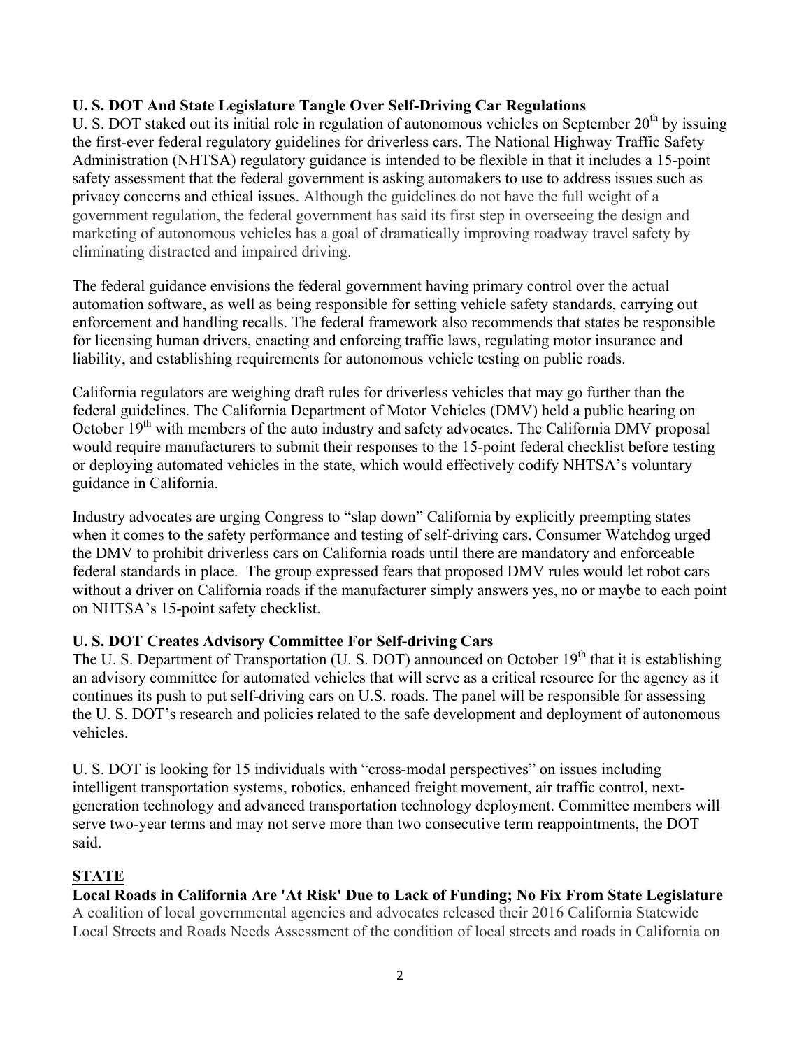**U. S. DOT And State Legislature Tangle Over Self-Driving Car Regulations**

U. S. DOT staked out its initial role in regulation of autonomous vehicles on September 20th by issuing the first-ever federal regulatory guidelines for driverless cars. The National Highway Traffic Safety Administration (NHTSA) regulatory guidance is intended to be flexible in that it includes a 15-point safety assessment that the federal government is asking automakers to use to address issues such as privacy concerns and ethical issues. Although the guidelines do not have the full weight of a government regulation, the federal government has said its first step in overseeing the design and marketing of autonomous vehicles has a goal of dramatically improving roadway travel safety by eliminating distracted and impaired driving.

The federal guidance envisions the federal government having primary control over the actual automation software, as well as being responsible for setting vehicle safety standards, carrying out enforcement and handling recalls. The federal framework also recommends that states be responsible for licensing human drivers, enacting and enforcing traffic laws, regulating motor insurance and liability, and establishing requirements for autonomous vehicle testing on public roads.

California regulators are weighing draft rules for driverless vehicles that may go further than the federal guidelines. The California Department of Motor Vehicles (DMV) held a public hearing on October 19th with members of the auto industry and safety advocates. The California DMV proposal would require manufacturers to submit their responses to the 15-point federal checklist before testing or deploying automated vehicles in the state, which would effectively codify NHTSA's voluntary guidance in California.

Industry advocates are urging Congress to "slap down" California by explicitly preempting states when it comes to the safety performance and testing of self-driving cars. Consumer Watchdog urged the DMV to prohibit driverless cars on California roads until there are mandatory and enforceable federal standards in place. The group expressed fears that proposed DMV rules would let robot cars without a driver on California roads if the manufacturer simply answers yes, no or maybe to each point on NHTSA's 15-point safety checklist.

**U. S. DOT Creates Advisory Committee For Self-driving Cars**

The U. S. Department of Transportation (U. S. DOT) announced on October 19th that it is establishing an advisory committee for automated vehicles that will serve as a critical resource for the agency as it continues its push to put self-driving cars on U.S. roads. The panel will be responsible for assessing the U. S. DOT's research and policies related to the safe development and deployment of autonomous vehicles.

U. S. DOT is looking for 15 individuals with "cross-modal perspectives" on issues including intelligent transportation systems, robotics, enhanced freight movement, air traffic control, next-generation technology and advanced transportation technology deployment. Committee members will serve two-year terms and may not serve more than two consecutive term reappointments, the DOT said.

## STATE

**Local Roads in California Are 'At Risk' Due to Lack of Funding; No Fix From State Legislature**

A coalition of local governmental agencies and advocates released their 2016 California Statewide Local Streets and Roads Needs Assessment of the condition of local streets and roads in California on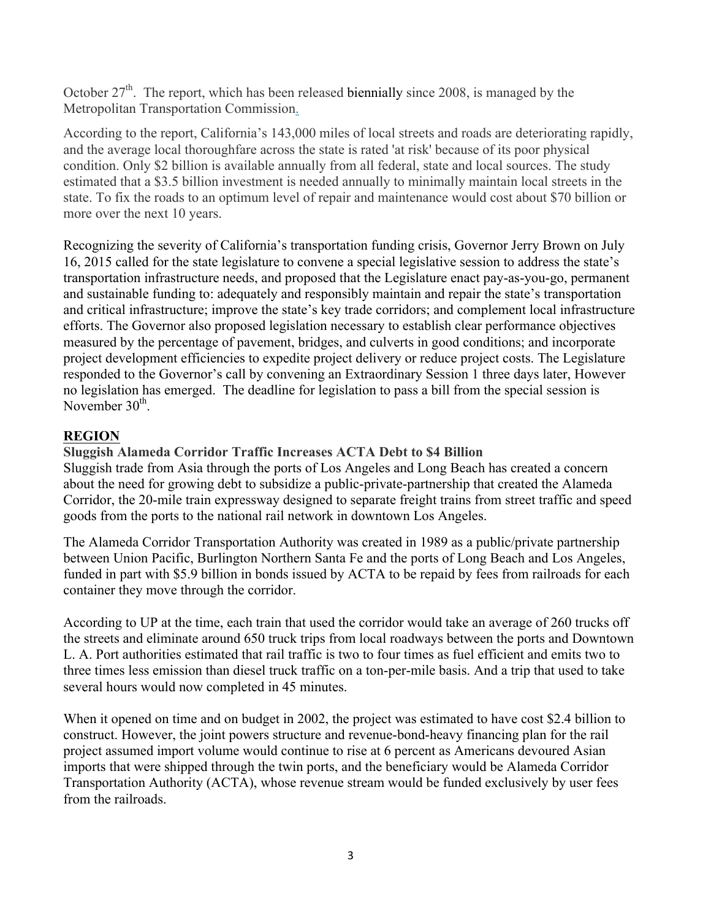October 27th. The report, which has been released biennially since 2008, is managed by the Metropolitan Transportation Commission.

According to the report, California's 143,000 miles of local streets and roads are deteriorating rapidly, and the average local thoroughfare across the state is rated 'at risk' because of its poor physical condition. Only $2 billion is available annually from all federal, state and local sources. The study estimated that a $3.5 billion investment is needed annually to minimally maintain local streets in the state. To fix the roads to an optimum level of repair and maintenance would cost about $70 billion or more over the next 10 years.

Recognizing the severity of California's transportation funding crisis, Governor Jerry Brown on July 16, 2015 called for the state legislature to convene a special legislative session to address the state's transportation infrastructure needs, and proposed that the Legislature enact pay-as-you-go, permanent and sustainable funding to: adequately and responsibly maintain and repair the state's transportation and critical infrastructure; improve the state's key trade corridors; and complement local infrastructure efforts. The Governor also proposed legislation necessary to establish clear performance objectives measured by the percentage of pavement, bridges, and culverts in good conditions; and incorporate project development efficiencies to expedite project delivery or reduce project costs. The Legislature responded to the Governor's call by convening an Extraordinary Session 1 three days later, However no legislation has emerged. The deadline for legislation to pass a bill from the special session is November 30th.

## REGION

### Sluggish Alameda Corridor Traffic Increases ACTA Debt to $4 Billion

Sluggish trade from Asia through the ports of Los Angeles and Long Beach has created a concern about the need for growing debt to subsidize a public-private-partnership that created the Alameda Corridor, the 20-mile train expressway designed to separate freight trains from street traffic and speed goods from the ports to the national rail network in downtown Los Angeles.

The Alameda Corridor Transportation Authority was created in 1989 as a public/private partnership between Union Pacific, Burlington Northern Santa Fe and the ports of Long Beach and Los Angeles, funded in part with $5.9 billion in bonds issued by ACTA to be repaid by fees from railroads for each container they move through the corridor.

According to UP at the time, each train that used the corridor would take an average of 260 trucks off the streets and eliminate around 650 truck trips from local roadways between the ports and Downtown L. A. Port authorities estimated that rail traffic is two to four times as fuel efficient and emits two to three times less emission than diesel truck traffic on a ton-per-mile basis. And a trip that used to take several hours would now completed in 45 minutes.

When it opened on time and on budget in 2002, the project was estimated to have cost $2.4 billion to construct. However, the joint powers structure and revenue-bond-heavy financing plan for the rail project assumed import volume would continue to rise at 6 percent as Americans devoured Asian imports that were shipped through the twin ports, and the beneficiary would be Alameda Corridor Transportation Authority (ACTA), whose revenue stream would be funded exclusively by user fees from the railroads.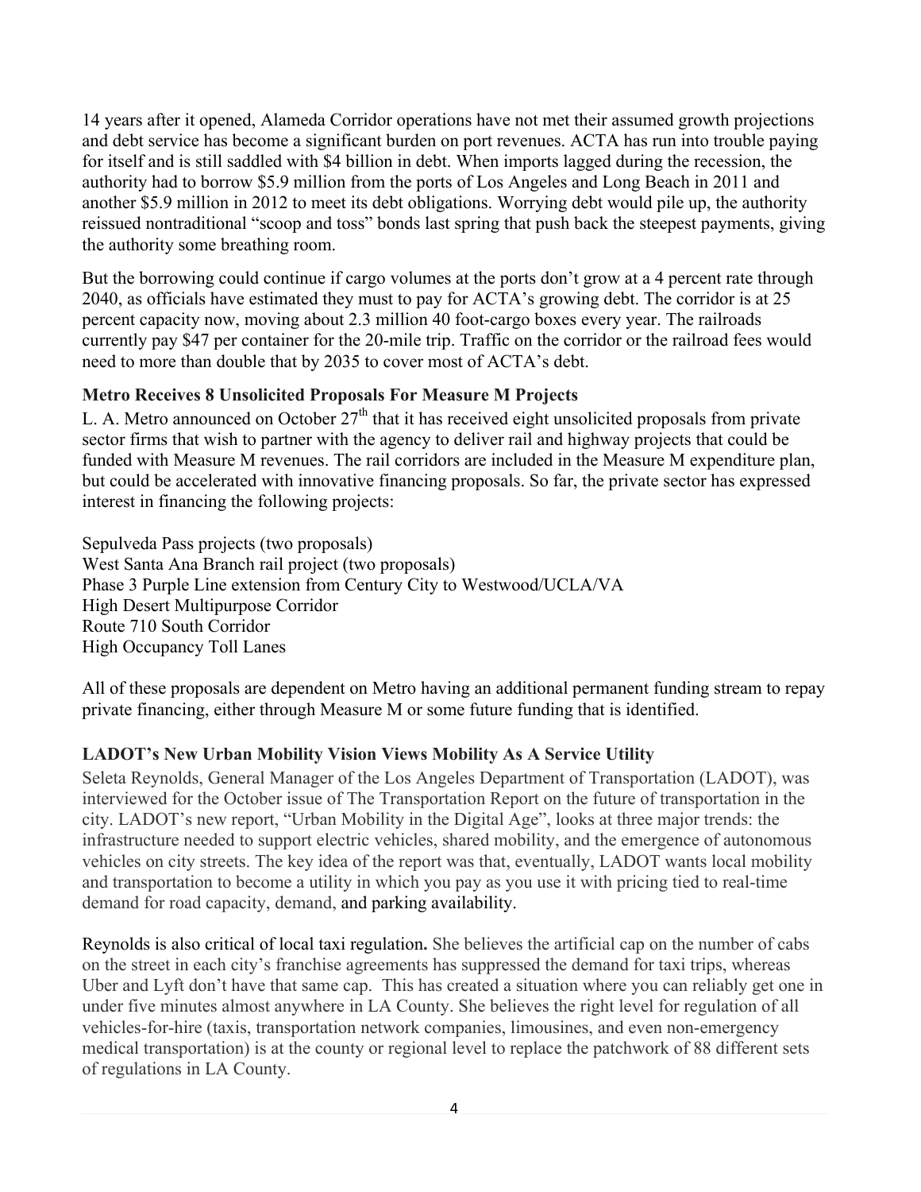14 years after it opened, Alameda Corridor operations have not met their assumed growth projections and debt service has become a significant burden on port revenues. ACTA has run into trouble paying for itself and is still saddled with $4 billion in debt. When imports lagged during the recession, the authority had to borrow $5.9 million from the ports of Los Angeles and Long Beach in 2011 and another $5.9 million in 2012 to meet its debt obligations. Worrying debt would pile up, the authority reissued nontraditional "scoop and toss" bonds last spring that push back the steepest payments, giving the authority some breathing room.

But the borrowing could continue if cargo volumes at the ports don't grow at a 4 percent rate through 2040, as officials have estimated they must to pay for ACTA's growing debt. The corridor is at 25 percent capacity now, moving about 2.3 million 40 foot-cargo boxes every year. The railroads currently pay $47 per container for the 20-mile trip. Traffic on the corridor or the railroad fees would need to more than double that by 2035 to cover most of ACTA's debt.

**Metro Receives 8 Unsolicited Proposals For Measure M Projects**

L. A. Metro announced on October 27th that it has received eight unsolicited proposals from private sector firms that wish to partner with the agency to deliver rail and highway projects that could be funded with Measure M revenues. The rail corridors are included in the Measure M expenditure plan, but could be accelerated with innovative financing proposals. So far, the private sector has expressed interest in financing the following projects:

Sepulveda Pass projects (two proposals)
West Santa Ana Branch rail project (two proposals)
Phase 3 Purple Line extension from Century City to Westwood/UCLA/VA
High Desert Multipurpose Corridor
Route 710 South Corridor
High Occupancy Toll Lanes

All of these proposals are dependent on Metro having an additional permanent funding stream to repay private financing, either through Measure M or some future funding that is identified.

**LADOT's New Urban Mobility Vision Views Mobility As A Service Utility**

Seleta Reynolds, General Manager of the Los Angeles Department of Transportation (LADOT), was interviewed for the October issue of The Transportation Report on the future of transportation in the city. LADOT's new report, "Urban Mobility in the Digital Age", looks at three major trends: the infrastructure needed to support electric vehicles, shared mobility, and the emergence of autonomous vehicles on city streets. The key idea of the report was that, eventually, LADOT wants local mobility and transportation to become a utility in which you pay as you use it with pricing tied to real-time demand for road capacity, demand, and parking availability.

Reynolds is also critical of local taxi regulation. She believes the artificial cap on the number of cabs on the street in each city's franchise agreements has suppressed the demand for taxi trips, whereas Uber and Lyft don't have that same cap. This has created a situation where you can reliably get one in under five minutes almost anywhere in LA County. She believes the right level for regulation of all vehicles-for-hire (taxis, transportation network companies, limousines, and even non-emergency medical transportation) is at the county or regional level to replace the patchwork of 88 different sets of regulations in LA County.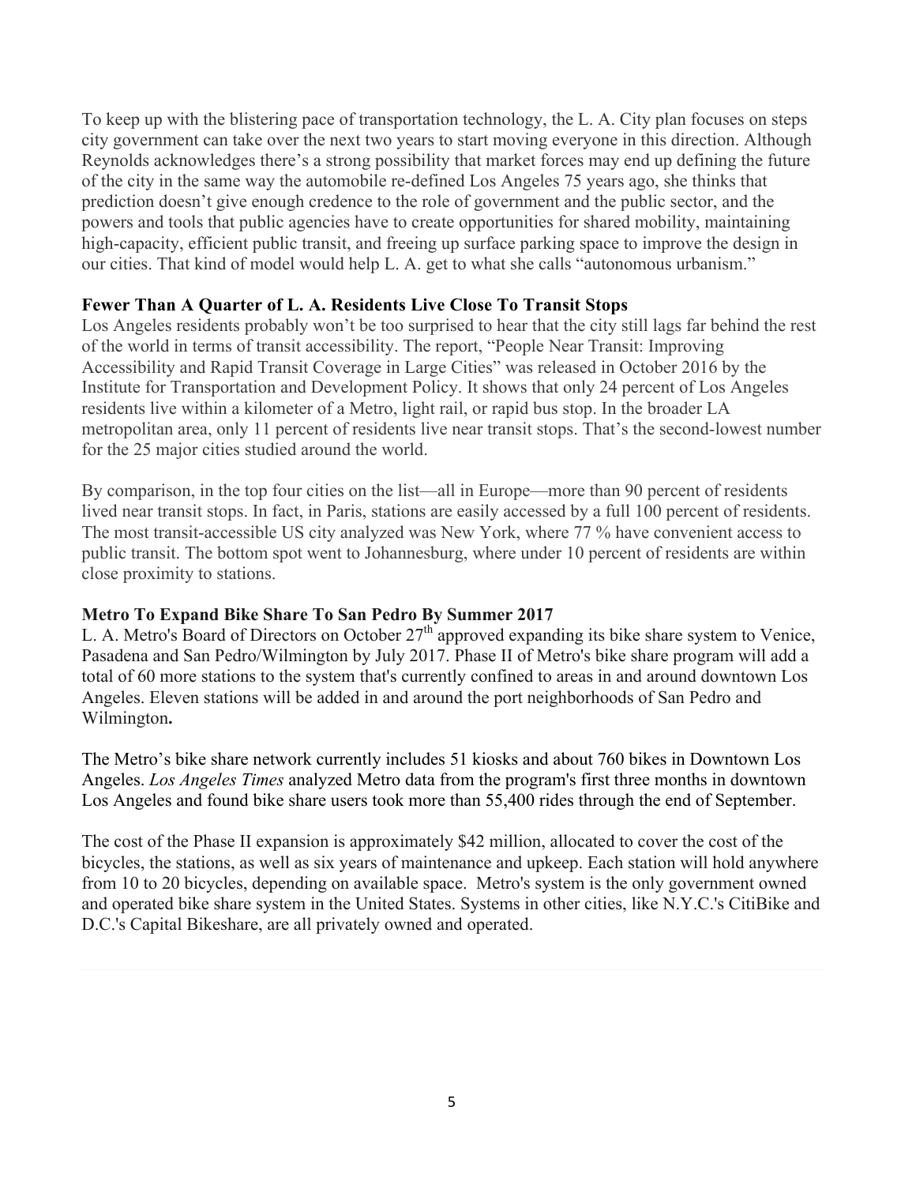To keep up with the blistering pace of transportation technology, the L. A. City plan focuses on steps city government can take over the next two years to start moving everyone in this direction. Although Reynolds acknowledges there's a strong possibility that market forces may end up defining the future of the city in the same way the automobile re-defined Los Angeles 75 years ago, she thinks that prediction doesn't give enough credence to the role of government and the public sector, and the powers and tools that public agencies have to create opportunities for shared mobility, maintaining high-capacity, efficient public transit, and freeing up surface parking space to improve the design in our cities. That kind of model would help L. A. get to what she calls "autonomous urbanism."

**Fewer Than A Quarter of L. A. Residents Live Close To Transit Stops**

Los Angeles residents probably won't be too surprised to hear that the city still lags far behind the rest of the world in terms of transit accessibility. The report, "People Near Transit: Improving Accessibility and Rapid Transit Coverage in Large Cities" was released in October 2016 by the Institute for Transportation and Development Policy. It shows that only 24 percent of Los Angeles residents live within a kilometer of a Metro, light rail, or rapid bus stop. In the broader LA metropolitan area, only 11 percent of residents live near transit stops. That's the second-lowest number for the 25 major cities studied around the world.

By comparison, in the top four cities on the list—all in Europe—more than 90 percent of residents lived near transit stops. In fact, in Paris, stations are easily accessed by a full 100 percent of residents. The most transit-accessible US city analyzed was New York, where 77 % have convenient access to public transit. The bottom spot went to Johannesburg, where under 10 percent of residents are within close proximity to stations.

**Metro To Expand Bike Share To San Pedro By Summer 2017**

L. A. Metro's Board of Directors on October 27th approved expanding its bike share system to Venice, Pasadena and San Pedro/Wilmington by July 2017. Phase II of Metro's bike share program will add a total of 60 more stations to the system that's currently confined to areas in and around downtown Los Angeles. Eleven stations will be added in and around the port neighborhoods of San Pedro and Wilmington**.**

The Metro's bike share network currently includes 51 kiosks and about 760 bikes in Downtown Los Angeles. *Los Angeles Times* analyzed Metro data from the program's first three months in downtown Los Angeles and found bike share users took more than 55,400 rides through the end of September.

The cost of the Phase II expansion is approximately $42 million, allocated to cover the cost of the bicycles, the stations, as well as six years of maintenance and upkeep. Each station will hold anywhere from 10 to 20 bicycles, depending on available space. Metro's system is the only government owned and operated bike share system in the United States. Systems in other cities, like N.Y.C.'s CitiBike and D.C.'s Capital Bikeshare, are all privately owned and operated.